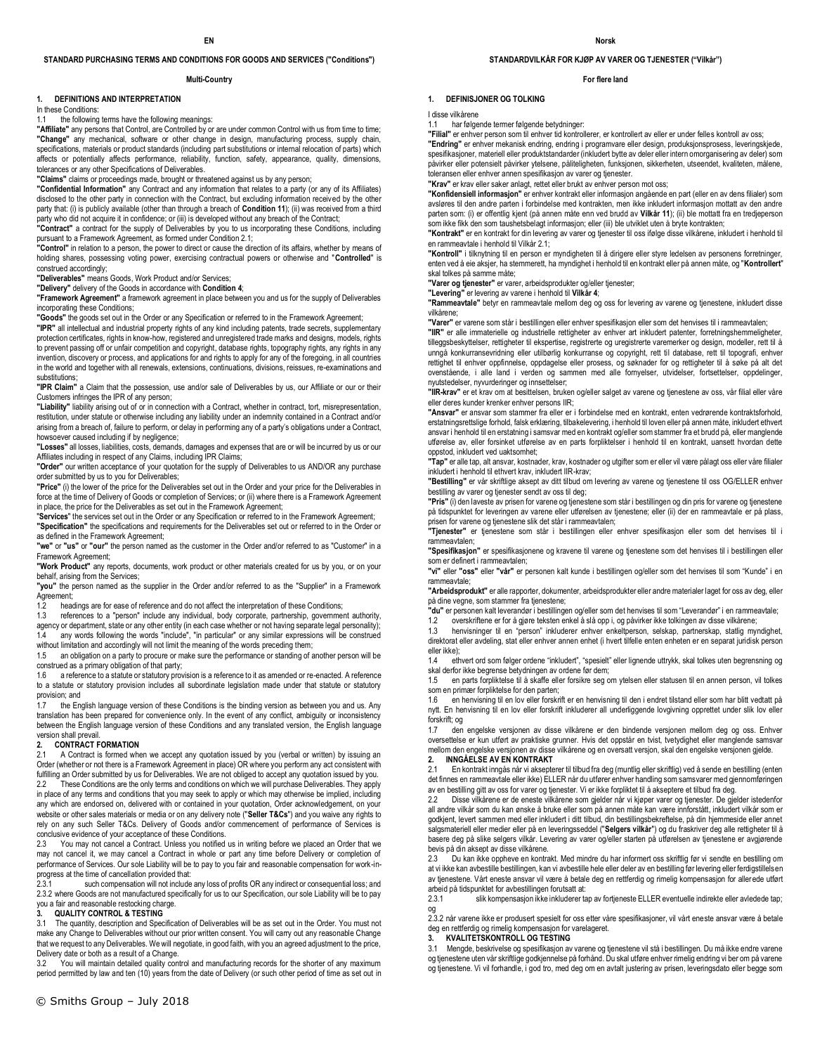EN

## STANDARD PURCHASING TERMS AND CONDITIONS FOR GOODS AND SERVICES ("Conditions")

**Multi-Country**

### 1. DEFINITIONS AND INTERPRETATION

In these Conditions:

1.1 the following terms have the following meanings:

**"Affiliate"** any persons that Control, are Controlled by or are under common Control with us from time to time;
**"Change"** any mechanical, software or other change in design, manufacturing process, supply chain, specifications, materials or product standards (including part substitutions or internal relocation of parts) which affects or potentially affects performance, reliability, function, safety, appearance, quality, dimensions, tolerances or any other Specifications of Deliverables.

**"Claims"** claims or proceedings made, brought or threatened against us by any person;

**"Confidential Information"** any Contract and any information that relates to a party (or any of its Affiliates) disclosed to the other party in connection with the Contract, but excluding information received by the other party that: (i) is publicly available (other than through a breach of **Condition 11**); (ii) was received from a third party who did not acquire it in confidence; or (iii) is developed without any breach of the Contract;

**"Contract"** a contract for the supply of Deliverables by you to us incorporating these Conditions, including pursuant to a Framework Agreement, as formed under Condition 2.1;

**"Control"** in relation to a person, the power to direct or cause the direction of its affairs, whether by means of holding shares, possessing voting power, exercising contractual powers or otherwise and "**Controlled**" is construed accordingly;

**"Deliverables"** means Goods, Work Product and/or Services;

**"Delivery"** delivery of the Goods in accordance with **Condition 4**;

**"Framework Agreement"** a framework agreement in place between you and us for the supply of Deliverables incorporating these Conditions;

**"Goods"** the goods set out in the Order or any Specification or referred to in the Framework Agreement;

**"IPR"** all intellectual and industrial property rights of any kind including patents, trade secrets, supplementary protection certificates, rights in know-how, registered and unregistered trade marks and designs, models, rights to prevent passing off or unfair competition and copyright, database rights, topography rights, any rights in any invention, discovery or process, and applications for and rights to apply for any of the foregoing, in all countries in the world and together with all renewals, extensions, continuations, divisions, reissues, re-examinations and substitutions;

**"IPR Claim"** a Claim that the possession, use and/or sale of Deliverables by us, our Affiliate or our or their Customers infringes the IPR of any person;

**"Liability"** liability arising out of or in connection with a Contract, whether in contract, tort, misrepresentation, restitution, under statute or otherwise including any liability under an indemnity contained in a Contract and/or arising from a breach of, failure to perform, or delay in performing any of a party's obligations under a Contract, howsoever caused including if by negligence;

**"Losses"** all losses, liabilities, costs, demands, damages and expenses that are or will be incurred by us or our Affiliates in respect of any Claims, including IPR Claims;

**"Order"** our written acceptance of your quotation for the supply of Deliverables to us AND/OR any purchase order submitted by us to you for Deliverables;

**"Price"** (i) the lower of the price for the Deliverables set out in the Order and your price for the Deliverables in force at the time of Delivery of Goods or completion of Services; or (ii) where there is a Framework Agreement in place, the price for the Deliverables as set out in the Framework Agreement;

**"Services"** the services set out in the Order or any Specification or referred to in the Framework Agreement;

**"Specification"** the specifications and requirements for the Deliverables set out or referred to in the Order or as defined in the Framework Agreement;

**"we"** or **"us"** or **"our"** the person named as the customer in the Order and/or referred to as "Customer" in a Framework Agreement;

**"Work Product"** any reports, documents, work product or other materials created for us by you, or on your behalf, arising from the Services;

**"you"** the person named as the supplier in the Order and/or referred to as the "Supplier" in a Framework Agreement;

1.2 headings are for ease of reference and do not affect the interpretation of these Conditions;

1.3 references to a "person" include any individual, body corporate, partnership, government authority, agency or department, state or any other entity (in each case whether or not having separate legal personality);

1.4 any words following the words "include", "in particular" or any similar expressions will be construed without limitation and accordingly will not limit the meaning of the words preceding them;

1.5 an obligation on a party to procure or make sure the performance or standing of another person will be construed as a primary obligation of that party;

1.6 a reference to a statute or statutory provision is a reference to it as amended or re-enacted. A reference to a statute or statutory provision includes all subordinate legislation made under that statute or statutory provision; and

1.7 the English language version of these Conditions is the binding version as between you and us. Any translation has been prepared for convenience only. In the event of any conflict, ambiguity or inconsistency between the English language version of these Conditions and any translated version, the English language version shall prevail.

### 2. CONTRACT FORMATION

2.1 A Contract is formed when we accept any quotation issued by you (verbal or written) by issuing an Order (whether or not there is a Framework Agreement in place) OR where you perform any act consistent with fulfilling an Order submitted by us for Deliverables. We are not obliged to accept any quotation issued by you.

2.2 These Conditions are the only terms and conditions on which we will purchase Deliverables. They apply in place of any terms and conditions that you may seek to apply or which may otherwise be implied, including any which are endorsed on, delivered with or contained in your quotation, Order acknowledgement, on your website or other sales materials or media or on any delivery note ("**Seller T&Cs**") and you waive any rights to rely on any such Seller T&Cs. Delivery of Goods and/or commencement of performance of Services is conclusive evidence of your acceptance of these Conditions.

2.3 You may not cancel a Contract. Unless you notified us in writing before we placed an Order that we may not cancel it, we may cancel a Contract in whole or part any time before Delivery or completion of performance of Services. Our sole Liability will be to pay to you fair and reasonable compensation for work-in-progress at the time of cancellation provided that:

2.3.1 such compensation will not include any loss of profits OR any indirect or consequential loss; and

2.3.2 where Goods are not manufactured specifically for us to our Specification, our sole Liability will be to pay you a fair and reasonable restocking charge.

### 3. QUALITY CONTROL & TESTING

3.1 The quantity, description and Specification of Deliverables will be as set out in the Order. You must not make any Change to Deliverables without our prior written consent. You will carry out any reasonable Change that we request to any Deliverables. We will negotiate, in good faith, with you an agreed adjustment to the price, Delivery date or both as a result of a Change.

3.2 You will maintain detailed quality control and manufacturing records for the shorter of any maximum period permitted by law and ten (10) years from the date of Delivery (or such other period of time as set out in

Norsk

## STANDARDVILKÅR FOR KJØP AV VARER OG TJENESTER ("Vilkår")

**For flere land**

### 1. DEFINISJONER OG TOLKING

I disse vilkårene

1.1 har følgende termer følgende betydninger:

**"Filial"** er enhver person som til enhver tid kontrollerer, er kontrollert av eller er under felles kontroll av oss;

**"Endring"** er enhver mekanisk endring, endring i programvare eller design, produksjonsprosess, leveringskjede, spesifikasjoner, materiell eller produktstandarder (inkludert bytte av deler eller intern omorganisering av deler) som påvirker eller potensielt påvirker ytelsene, påliteligheten, funksjonen, sikkerheten, utseendet, kvaliteten, målene, toleransen eller enhver annen spesifikasjon av varer og tjenester.

**"Krav"** er krav eller saker anlagt, rettet eller brukt av enhver person mot oss;

**"Konfidensiell informasjon"** er enhver kontrakt eller informasjon angående en part (eller en av dens filialer) som avsløres til den andre parten i forbindelse med kontrakten, men ikke inkludert informasjon mottatt av den andre parten som: (i) er offentlig kjent (på annen måte enn ved brudd av **Vilkår 11**); (ii) ble mottatt fra en tredjeperson som ikke fikk den som taushetsbelagt informasjon; eller (iii) ble utviklet uten å bryte kontrakten;

**"Kontrakt"** er en kontrakt for din levering av varer og tjenester til oss ifølge disse vilkårene, inkludert i henhold til en rammeavtale i henhold til Vilkår 2.1;

**"Kontroll"** i tilknytning til en person er myndigheten til å dirigere eller styre ledelsen av personens forretninger, enten ved å eie aksjer, ha stemmerett, ha myndighet i henhold til en kontrakt eller på annen måte, og "**Kontrollert**" skal tolkes på samme måte;

**"Varer og tjenester"** er varer, arbeidsprodukter og/eller tjenester;

**"Levering"** er levering av varene i henhold til **Vilkår 4**;

**"Rammeavtale"** betyr en rammeavtale mellom deg og oss for levering av varene og tjenestene, inkludert disse vilkårene;

**"Varer"** er varene som står i bestillingen eller enhver spesifikasjon eller som det henvises til i rammeavtalen;

**"IIR"** er alle immaterielle og industrielle rettigheter av enhver art inkludert patenter, forretningshemmeligheter, tilleggsbeskyttelser, rettigheter til ekspertise, registrerte og uregistrerte varemerker og design, modeller, rett til å unngå konkurransevridning eller utilbørlig konkurranse og copyright, rett til database, rett til topografi, enhver rettighet til enhver oppfinnelse, oppdagelse eller prosess, og søknader for og rettigheter til å søke på alt det ovenstående, i alle land i verden og sammen med alle fornyelser, utvidelser, fortsettelser, oppdelinger, nyutstedelser, nyvurderinger og innsettelser;

**"IIR-krav"** er et krav om at besittelsen, bruken og/eller salget av varene og tjenestene av oss, vår filial eller våre eller deres kunder krenker enhver persons IIR;

**"Ansvar"** er ansvar som stammer fra eller er i forbindelse med en kontrakt, enten vedrørende kontraktsforhold, erstatningsrettslige forhold, falsk erklæring, tilbakelevering, i henhold til loven eller på annen måte, inkludert ethvert ansvar i henhold til en erstatning i samsvar med en kontrakt og/eller som stammer fra et brudd på, eller manglende utførelse av, eller forsinket utførelse av en parts forpliktelser i henhold til en kontrakt, uansett hvordan dette oppstod, inkludert ved uaktsomhet;

**"Tap"** er alle tap, alt ansvar, kostnader, krav, kostnader og utgifter som er eller vil være pålagt oss eller våre filialer inkludert i henhold til ethvert krav, inkludert IIR-krav;

**"Bestilling"** er vår skriftlige aksept av ditt tilbud om levering av varene og tjenestene til oss OG/ELLER enhver bestilling av varer og tjenester sendt av oss til deg;

**"Pris"** (i) den laveste av prisen for varene og tjenestene som står i bestillingen og din pris for varene og tjenestene på tidspunktet for leveringen av varene eller utførelsen av tjenestene; eller (ii) der en rammeavtale er på plass, prisen for varene og tjenestene slik det står i rammeavtalen;

**"Tjenester"** er tjenestene som står i bestillingen eller enhver spesifikasjon eller som det henvises til i rammeavtalen;

**"Spesifikasjon"** er spesifikasjonene og kravene til varene og tjenestene som det henvises til i bestillingen eller som er definert i rammeavtalen;

**"vi"** eller **"oss"** eller **"vår"** er personen kalt kunde i bestillingen og/eller som det henvises til som "Kunde" i en rammeavtale;

**"Arbeidsprodukt"** er alle rapporter, dokumenter, arbeidsprodukter eller andre materialer laget for oss av deg, eller på dine vegne, som stammer fra tjenestene;

**"du"** er personen kalt leverandør i bestillingen og/eller som det henvises til som "Leverandør" i en rammeavtale;

1.2 overskriftene er for å gjøre teksten enkel å slå opp i, og påvirker ikke tolkingen av disse vilkårene;

1.3 henvisninger til en "person" inkluderer enhver enkeltperson, selskap, partnerskap, statlig myndighet, direktorat eller avdeling, stat eller enhver annen enhet (i hvert tilfelle enten enheten er en separat juridisk person eller ikke);

1.4 ethvert ord som følger ordene "inkludert", "spesielt" eller lignende uttrykk, skal tolkes uten begrensning og skal derfor ikke begrense betydningen av ordene før dem;

1.5 en parts forpliktelse til å skaffe eller forsikre seg om ytelsen eller statusen til en annen person, vil tolkes som en primær forpliktelse for den parten;

1.6 en henvisning til en lov eller forskrift er en henvisning til den i endret tilstand eller som har blitt vedtatt på nytt. En henvisning til en lov eller forskrift inkluderer all underliggende lovgivning opprettet under slik lov eller forskrift; og

1.7 den engelske versjonen av disse vilkårene er den bindende versjonen mellom deg og oss. Enhver oversettelse er kun utført av praktiske grunner. Hvis det oppstår en tvist, tvetydighet eller manglende samsvar mellom den engelske versjonen av disse vilkårene og en oversatt versjon, skal den engelske versjonen gjelde.

### 2. INNGÅELSE AV EN KONTRAKT

2.1 En kontrakt inngås når vi aksepterer til tilbud fra deg (muntlig eller skriftlig) ved å sende en bestilling (enten det finnes en rammeavtale eller ikke) ELLER når du utfører enhver handling som samsvarer med gjennomføringen av en bestilling gitt av oss for varer og tjenester. Vi er ikke forpliktet til å akseptere et tilbud fra deg.

2.2 Disse vilkårene er de eneste vilkårene som gjelder når vi kjøper varer og tjenester. De gjelder istedenfor all andre vilkår som du kan ønske å bruke eller som på annen måte kan være innforstått, inkludert vilkår som er godkjent, levert sammen med eller inkludert i ditt tilbud, din bestillingsbekreftelse, på din hjemmeside eller annet salgsmateriell eller medier eller på en leveringsseddel ("**Selgers vilkår**") og du fraskriver deg alle rettigheter til å basere deg på slike selgers vilkår. Levering av varer og/eller starten på utførelsen av tjenestene er avgjørende bevis på din aksept av disse vilkårene.

2.3 Du kan ikke oppheve en kontrakt. Med mindre du har informert oss skriftlig før vi sendte en bestilling om at vi ikke kan avbestille bestillingen, kan vi avbestille hele eller deler av en bestilling før levering eller ferdigstillelsen av tjenestene. Vårt eneste ansvar vil være å betale deg en rettferdig og rimelig kompensasjon for allerede utført arbeid på tidspunktet for avbestillingen forutsatt at:

2.3.1 slik kompensasjon ikke inkluderer tap av fortjeneste ELLER eventuelle indirekte eller avledede tap; og

2.3.2 når varene ikke er produsert spesielt for oss etter våre spesifikasjoner, vil vårt eneste ansvar være å betale deg en rettferdig og rimelig kompensasjon for varelageret.

### 3. KVALITETSKONTROLL OG TESTING

3.1 Mengde, beskrivelse og spesifikasjon av varene og tjenestene vil stå i bestillingen. Du må ikke endre varene og tjenestene uten vår skriftlige godkjennelse på forhånd. Du skal utføre enhver rimelig endring vi ber om på varene og tjenestene. Vi vil forhandle, i god tro, med deg om en avtalt justering av prisen, leveringsdato eller begge som

© Smiths Group – July 2018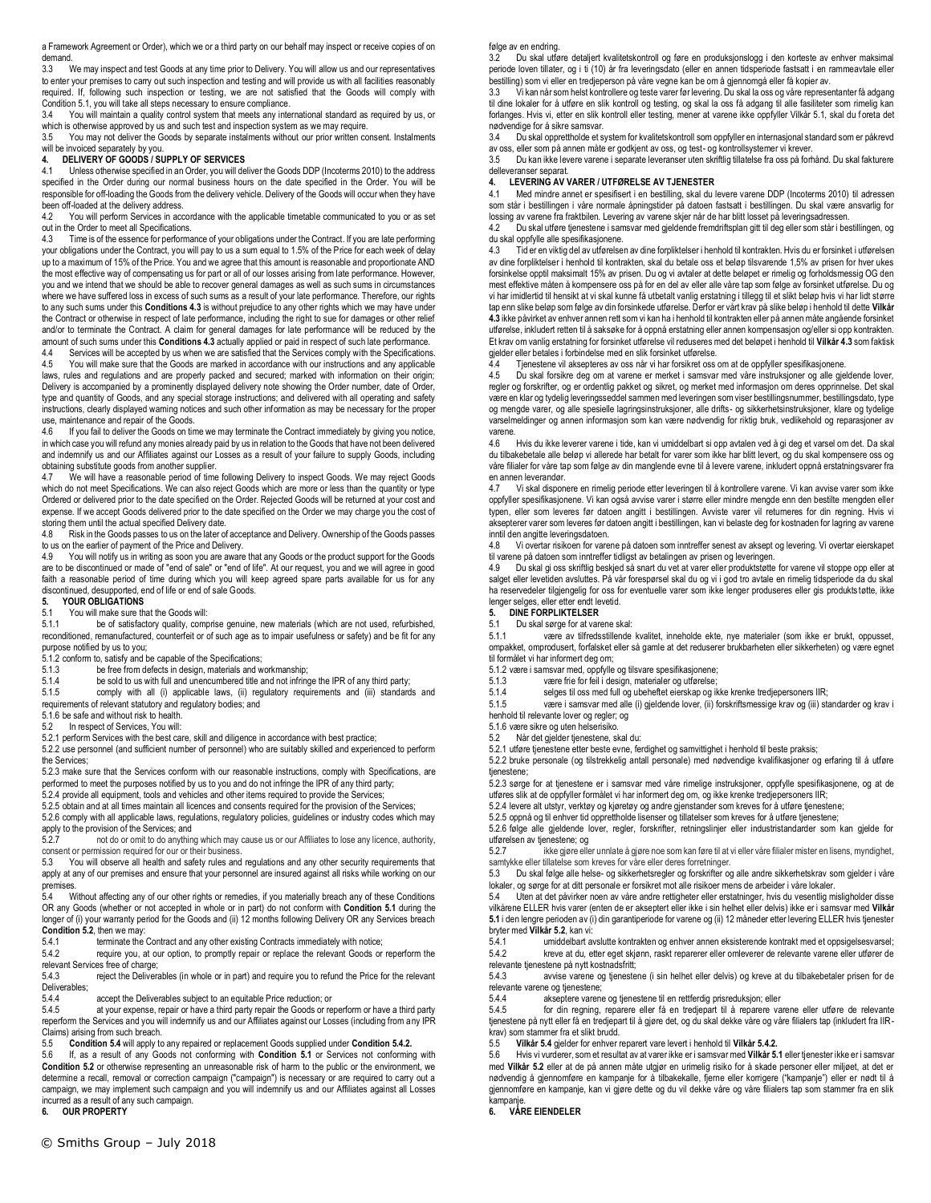a Framework Agreement or Order), which we or a third party on our behalf may inspect or receive copies of on demand.

3.3 We may inspect and test Goods at any time prior to Delivery. You will allow us and our representatives to enter your premises to carry out such inspection and testing and will provide us with all facilities reasonably required. If, following such inspection or testing, we are not satisfied that the Goods will comply with Condition 5.1, you will take all steps necessary to ensure compliance.

3.4 You will maintain a quality control system that meets any international standard as required by us, or which is otherwise approved by us and such test and inspection system as we may require.

3.5 You may not deliver the Goods by separate instalments without our prior written consent. Instalments will be invoiced separately by you.

**4. DELIVERY OF GOODS / SUPPLY OF SERVICES**

4.1 Unless otherwise specified in an Order, you will deliver the Goods DDP (Incoterms 2010) to the address specified in the Order during our normal business hours on the date specified in the Order. You will be responsible for off-loading the Goods from the delivery vehicle. Delivery of the Goods will occur when they have been off-loaded at the delivery address.

4.2 You will perform Services in accordance with the applicable timetable communicated to you or as set out in the Order to meet all Specifications.

4.3 Time is of the essence for performance of your obligations under the Contract. If you are late performing your obligations under the Contract, you will pay to us a sum equal to 1.5% of the Price for each week of delay up to a maximum of 15% of the Price. You and we agree that this amount is reasonable and proportionate AND the most effective way of compensating us for part or all of our losses arising from late performance. However, you and we intend that we should be able to recover general damages as well as such sums in circumstances where we have suffered loss in excess of such sums as a result of your late performance. Therefore, our rights to any such sums under this **Conditions 4.3** is without prejudice to any other rights which we may have under the Contract or otherwise in respect of late performance, including the right to sue for damages or other relief and/or to terminate the Contract. A claim for general damages for late performance will be reduced by the amount of such sums under this **Conditions 4.3** actually applied or paid in respect of such late performance.

4.4 Services will be accepted by us when we are satisfied that the Services comply with the Specifications.

4.5 You will make sure that the Goods are marked in accordance with our instructions and any applicable laws, rules and regulations and are properly packed and secured; marked with information on their origin; Delivery is accompanied by a prominently displayed delivery note showing the Order number, date of Order, type and quantity of Goods, and any special storage instructions; and delivered with all operating and safety instructions, clearly displayed warning notices and such other information as may be necessary for the proper use, maintenance and repair of the Goods.

4.6 If you fail to deliver the Goods on time we may terminate the Contract immediately by giving you notice, in which case you will refund any monies already paid by us in relation to the Goods that have not been delivered and indemnify us and our Affiliates against our Losses as a result of your failure to supply Goods, including obtaining substitute goods from another supplier.

4.7 We will have a reasonable period of time following Delivery to inspect Goods. We may reject Goods which do not meet Specifications. We can also reject Goods which are more or less than the quantity or type Ordered or delivered prior to the date specified on the Order. Rejected Goods will be returned at your cost and expense. If we accept Goods delivered prior to the date specified on the Order we may charge you the cost of storing them until the actual specified Delivery date.

4.8 Risk in the Goods passes to us on the later of acceptance and Delivery. Ownership of the Goods passes to us on the earlier of payment of the Price and Delivery.

4.9 You will notify us in writing as soon you are aware that any Goods or the product support for the Goods are to be discontinued or made of "end of sale" or "end of life". At our request, you and we will agree in good faith a reasonable period of time during which you will keep agreed spare parts available for us for any discontinued, desupported, end of life or end of sale Goods.

**5. YOUR OBLIGATIONS**

5.1 You will make sure that the Goods will:

5.1.1 be of satisfactory quality, comprise genuine, new materials (which are not used, refurbished, reconditioned, remanufactured, counterfeit or of such age as to impair usefulness or safety) and be fit for any purpose notified by us to you;

5.1.2 conform to, satisfy and be capable of the Specifications;

5.1.3 be free from defects in design, materials and workmanship;

5.1.4 be sold to us with full and unencumbered title and not infringe the IPR of any third party;

5.1.5 comply with all (i) applicable laws, (ii) regulatory requirements and (iii) standards and requirements of relevant statutory and regulatory bodies; and

5.1.6 be safe and without risk to health.

5.2 In respect of Services, You will:

5.2.1 perform Services with the best care, skill and diligence in accordance with best practice;

5.2.2 use personnel (and sufficient number of personnel) who are suitably skilled and experienced to perform the Services;

5.2.3 make sure that the Services conform with our reasonable instructions, comply with Specifications, are performed to meet the purposes notified by us to you and do not infringe the IPR of any third party;

5.2.4 provide all equipment, tools and vehicles and other items required to provide the Services;

5.2.5 obtain and at all times maintain all licences and consents required for the provision of the Services;

5.2.6 comply with all applicable laws, regulations, regulatory policies, guidelines or industry codes which may apply to the provision of the Services; and

5.2.7 not do or omit to do anything which may cause us or our Affiliates to lose any licence, authority, consent or permission required for our or their business.

5.3 You will observe all health and safety rules and regulations and any other security requirements that apply at any of our premises and ensure that your personnel are insured against all risks while working on our premises.

5.4 Without affecting any of our other rights or remedies, if you materially breach any of these Conditions OR any Goods (whether or not accepted in whole or in part) do not conform with **Condition 5.1** during the longer of (i) your warranty period for the Goods and (ii) 12 months following Delivery OR any Services breach **Condition 5.2**, then we may:

5.4.1 terminate the Contract and any other existing Contracts immediately with notice;

5.4.2 require you, at our option, to promptly repair or replace the relevant Goods or reperform the relevant Services free of charge;

5.4.3 reject the Deliverables (in whole or in part) and require you to refund the Price for the relevant Deliverables;

5.4.4 accept the Deliverables subject to an equitable Price reduction; or

5.4.5 at your expense, repair or have a third party repair the Goods or reperform or have a third party reperform the Services and you will indemnify us and our Affiliates against our Losses (including from any IPR Claims) arising from such breach.

5.5 **Condition 5.4** will apply to any repaired or replacement Goods supplied under **Condition 5.4.2.**

5.6 If, as a result of any Goods not conforming with **Condition 5.1** or Services not conforming with **Condition 5.2** or otherwise representing an unreasonable risk of harm to the public or the environment, we determine a recall, removal or correction campaign ("campaign") is necessary or are required to carry out a campaign, we may implement such campaign and you will indemnify us and our Affiliates against all Losses incurred as a result of any such campaign.

**6. OUR PROPERTY**

følge av en endring.

3.2 Du skal utføre detaljert kvalitetskontroll og føre en produksjonslogg i den korteste av enhver maksimal periode loven tillater, og i ti (10) år fra leveringsdato (eller en annen tidsperiode fastsatt i en rammeavtale eller bestilling) som vi eller en tredjeperson på våre vegne kan be om å gjennomgå eller få kopier av.

3.3 Vi kan når som helst kontrollere og teste varer før levering. Du skal la oss og våre representanter få adgang til dine lokaler for å utføre en slik kontroll og testing, og skal la oss få adgang til alle fasiliteter som rimelig kan forlanges. Hvis vi, etter en slik kontroll eller testing, mener at varene ikke oppfyller Vilkår 5.1, skal du foreta det nødvendige for å sikre samsvar.

3.4 Du skal opprettholde et system for kvalitetskontroll som oppfyller en internasjonal standard som er påkrevd av oss, eller som på annen måte er godkjent av oss, og test- og kontrollsystemer vi krever.

3.5 Du kan ikke levere varene i separate leveranser uten skriftlig tillatelse fra oss på forhånd. Du skal fakturere delleveranser separat.

**4. LEVERING AV VARER / UTFØRELSE AV TJENESTER**

4.1 Med mindre annet er spesifisert i en bestilling, skal du levere varene DDP (Incoterms 2010) til adressen som står i bestillingen i våre normale åpningstider på datoen fastsatt i bestillingen. Du skal være ansvarlig for lossing av varene fra fraktbilen. Levering av varene skjer når de har blitt losset på leveringsadressen.

4.2 Du skal utføre tjenestene i samsvar med gjeldende fremdriftsplan gitt til deg eller som står i bestillingen, og du skal oppfylle alle spesifikasjonene.

4.3 Tid er en viktig del av utførelsen av dine forpliktelser i henhold til kontrakten. Hvis du er forsinket i utførelsen av dine forpliktelser i henhold til kontrakten, skal du betale oss et beløp tilsvarende 1,5% av prisen for hver ukes forsinkelse opptil maksimalt 15% av prisen. Du og vi avtaler at dette beløpet er rimelig og forholdsmessig OG den mest effektive måten å kompensere oss på for en del av eller alle våre tap som følge av forsinket utførelse. Du og vi har imidlertid til hensikt at vi skal kunne få utbetalt vanlig erstatning i tillegg til et slikt beløp hvis vi har lidt større tap enn slike beløp som følge av din forsinkede utførelse. Derfor er vårt krav på slike beløp i henhold til dette **Vilkår 4.3** ikke påvirket av enhver annen rett som vi kan ha i henhold til kontrakten eller på annen måte angående forsinket utførelse, inkludert retten til å saksøke for å oppnå erstatning eller annen kompensasjon og/eller si opp kontrakten. Et krav om vanlig erstatning for forsinket utførelse vil reduseres med det beløpet i henhold til **Vilkår 4.3** som faktisk gjelder eller betales i forbindelse med en slik forsinket utførelse.

4.4 Tjenestene vil aksepteres av oss når vi har forsikret oss om at de oppfyller spesifikasjonene.

4.5 Du skal forsikre deg om at varene er merket i samsvar med våre instruksjoner og alle gjeldende lover, regler og forskrifter, og er ordentlig pakket og sikret, og merket med informasjon om deres opprinnelse. Det skal være en klar og tydelig leveringsseddel sammen med leveringen som viser bestillingsnummer, bestillingsdato, type og mengde varer, og alle spesielle lagringsinstruksjoner, alle drifts- og sikkerhetsinstruksjoner, klare og tydelige varselmeldinger og annen informasjon som kan være nødvendig for riktig bruk, vedlikehold og reparasjoner av varene.

4.6 Hvis du ikke leverer varene i tide, kan vi umiddelbart si opp avtalen ved å gi deg et varsel om det. Da skal du tilbakebetale alle beløp vi allerede har betalt for varer som ikke har blitt levert, og du skal kompensere oss og våre filialer for våre tap som følge av din manglende evne til å levere varene, inkludert oppnå erstatningsvarer fra en annen leverandør.

4.7 Vi skal disponere en rimelig periode etter leveringen til å kontrollere varene. Vi kan avvise varer som ikke oppfyller spesifikasjonene. Vi kan også avvise varer i større eller mindre mengde enn den bestilte mengden eller typen, eller som leveres før datoen angitt i bestillingen. Avviste varer vil returneres for din regning. Hvis vi aksepterer varer som leveres før datoen angitt i bestillingen, kan vi belaste deg for kostnaden for lagring av varene inntil den angitte leveringsdatoen.

4.8 Vi overtar risikoen for varene på datoen som inntreffer senest av aksept og levering. Vi overtar eierskapet til varene på datoen som inntreffer tidligst av betalingen av prisen og leveringen.

4.9 Du skal gi oss skriftlig beskjed så snart du vet at varer eller produktstøtte for varene vil stoppe opp eller at salget eller levetiden avsluttes. På vår forespørsel skal du og vi i god tro avtale en rimelig tidsperiode da du skal ha reservedeler tilgjengelig for oss for eventuelle varer som ikke lenger produseres eller gis produktstøtte, ikke lenger selges, eller etter endt levetid.

**5. DINE FORPLIKTELSER**

5.1 Du skal sørge for at varene skal:

5.1.1 være av tilfredsstillende kvalitet, inneholde ekte, nye materialer (som ikke er brukt, oppusset, ompakket, omprodusert, forfalsket eller så gamle at de reduserer brukbarheten eller sikkerheten) og være egnet til formålet vi har informert deg om;

5.1.2 være i samsvar med, oppfylle og tilsvare spesifikasjonene;

5.1.3 være frie for feil i design, materialer og utførelse;

5.1.4 selges til oss med full og ubeheftet eierskap og ikke krenke tredjepersoners IIR;

5.1.5 være i samsvar med alle (i) gjeldende lover, (ii) forskriftsmessige krav og (iii) standarder og krav i henhold til relevante lover og regler; og

5.1.6 være sikre og uten helserisiko.

5.2 Når det gjelder tjenestene, skal du:

5.2.1 utføre tjenestene etter beste evne, ferdighet og samvittighet i henhold til beste praksis;

5.2.2 bruke personale (og tilstrekkelig antall personale) med nødvendige kvalifikasjoner og erfaring til å utføre tjenestene;

5.2.3 sørge for at tjenestene er i samsvar med våre rimelige instruksjoner, oppfylle spesifikasjonene, og at de utføres slik at de oppfyller formålet vi har informert deg om, og ikke krenke tredjepersoners IIR;

5.2.4 levere alt utstyr, verktøy og kjøretøy og andre gjenstander som kreves for å utføre tjenestene;

5.2.5 oppnå og til enhver tid opprettholde lisenser og tillatelser som kreves for å utføre tjenestene;

5.2.6 følge alle gjeldende lover, regler, forskrifter, retningslinjer eller industristandarder som kan gjelde for utførelsen av tjenestene; og

5.2.7 ikke gjøre eller unnlate å gjøre noe som kan føre til at vi eller våre filialer mister en lisens, myndighet, samtykke eller tillatelse som kreves for våre eller deres forretninger.

5.3 Du skal følge alle helse- og sikkerhetsregler og forskrifter og alle andre sikkerhetskrav som gjelder i våre lokaler, og sørge for at ditt personale er forsikret mot alle risikoer mens de arbeider i våre lokaler.

5.4 Uten at det påvirker noen av våre andre rettigheter eller erstatninger, hvis du vesentlig misligholder disse vilkårene ELLER hvis varer (enten de er akseptert eller ikke i sin helhet eller delvis) ikke er i samsvar med **Vilkår 5.1** i den lengre perioden av (i) din garantiperiode for varene og (ii) 12 måneder etter levering ELLER hvis tjenester bryter med **Vilkår 5.2**, kan vi:

5.4.1 umiddelbart avslutte kontrakten og enhver annen eksisterende kontrakt med et oppsigelsesvarsel;

5.4.2 kreve at du, etter eget skjønn, raskt reparerer eller omleverer de relevante varene eller utfører de relevante tjenestene på nytt kostnadsfritt;

5.4.3 avvise varene og tjenestene (i sin helhet eller delvis) og kreve at du tilbakebetaler prisen for de relevante varene og tjenestene;

5.4.4 akseptere varene og tjenestene til en rettferdig prisreduksjon; eller

5.4.5 for din regning, reparere eller få en tredjepart til å reparere varene eller utføre de relevante tjenestene på nytt eller få en tredjepart til å gjøre det, og du skal dekke våre og våre filialers tap (inkludert fra IIR-krav) som stammer fra et slikt brudd.

5.5 **Vilkår 5.4** gjelder for enhver reparert vare levert i henhold til **Vilkår 5.4.2.**

5.6 Hvis vi vurderer, som et resultat av at varer ikke er i samsvar med **Vilkår 5.1** eller tjenester ikke er i samsvar med **Vilkår 5.2** eller at de på annen måte utgjør en urimelig risiko for å skade personer eller miljøet, at det er nødvendig å gjennomføre en kampanje for å tilbakekalle, fjerne eller korrigere ("kampanje") eller er nødt til å gjennomføre en kampanje, kan vi gjøre dette og du vil dekke våre og våre filialers tap som stammer fra en slik kampanje.

**6. VÅRE EIENDELER**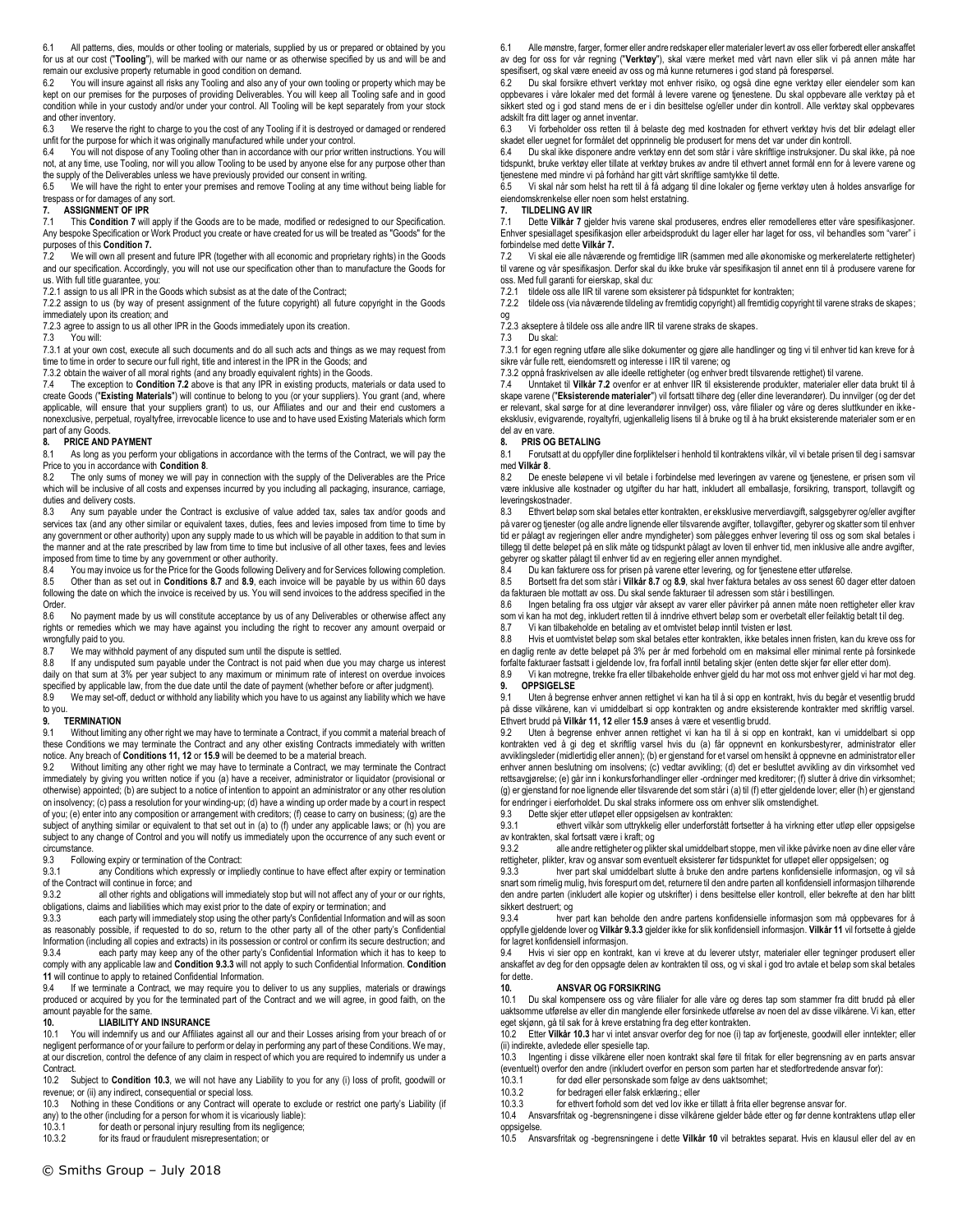6.1 All patterns, dies, moulds or other tooling or materials, supplied by us or prepared or obtained by you for us at our cost ("**Tooling**"), will be marked with our name or as otherwise specified by us and will be and remain our exclusive property returnable in good condition on demand.

6.2 You will insure against all risks any Tooling and also any of your own tooling or property which may be kept on our premises for the purposes of providing Deliverables. You will keep all Tooling safe and in good condition while in your custody and/or under your control. All Tooling will be kept separately from your stock and other inventory.

6.3 We reserve the right to charge to you the cost of any Tooling if it is destroyed or damaged or rendered unfit for the purpose for which it was originally manufactured while under your control.

6.4 You will not dispose of any Tooling other than in accordance with our prior written instructions. You will not, at any time, use Tooling, nor will you allow Tooling to be used by anyone else for any purpose other than the supply of the Deliverables unless we have previously provided our consent in writing.

6.5 We will have the right to enter your premises and remove Tooling at any time without being liable for trespass or for damages of any sort.

**7. ASSIGNMENT OF IPR**

7.1 This **Condition 7** will apply if the Goods are to be made, modified or redesigned to our Specification. Any bespoke Specification or Work Product you create or have created for us will be treated as "Goods" for the purposes of this **Condition 7.**

7.2 We will own all present and future IPR (together with all economic and proprietary rights) in the Goods and our specification. Accordingly, you will not use our specification other than to manufacture the Goods for us. With full title guarantee, you:

7.2.1 assign to us all IPR in the Goods which subsist as at the date of the Contract;

7.2.2 assign to us (by way of present assignment of the future copyright) all future copyright in the Goods immediately upon its creation; and

7.2.3 agree to assign to us all other IPR in the Goods immediately upon its creation.

7.3 You will:

7.3.1 at your own cost, execute all such documents and do all such acts and things as we may request from time to time in order to secure our full right, title and interest in the IPR in the Goods; and

7.3.2 obtain the waiver of all moral rights (and any broadly equivalent rights) in the Goods.

7.4 The exception to **Condition 7.2** above is that any IPR in existing products, materials or data used to create Goods ("**Existing Materials**") will continue to belong to you (or your suppliers). You grant (and, where applicable, will ensure that your suppliers grant) to us, our Affiliates and our and their end customers a nonexclusive, perpetual, royaltyfree, irrevocable licence to use and to have used Existing Materials which form part of any Goods.

**8. PRICE AND PAYMENT**

8.1 As long as you perform your obligations in accordance with the terms of the Contract, we will pay the Price to you in accordance with **Condition 8**.

8.2 The only sums of money we will pay in connection with the supply of the Deliverables are the Price which will be inclusive of all costs and expenses incurred by you including all packaging, insurance, carriage, duties and delivery costs.

8.3 Any sum payable under the Contract is exclusive of value added tax, sales tax and/or goods and services tax (and any other similar or equivalent taxes, duties, fees and levies imposed from time to time by any government or other authority) upon any supply made to us which will be payable in addition to that sum in the manner and at the rate prescribed by law from time to time but inclusive of all other taxes, fees and levies imposed from time to time by any government or other authority.

8.4 You may invoice us for the Price for the Goods following Delivery and for Services following completion.

8.5 Other than as set out in **Conditions 8.7** and **8.9**, each invoice will be payable by us within 60 days following the date on which the invoice is received by us. You will send invoices to the address specified in the Order.

8.6 No payment made by us will constitute acceptance by us of any Deliverables or otherwise affect any rights or remedies which we may have against you including the right to recover any amount overpaid or wrongfully paid to you.

8.7 We may withhold payment of any disputed sum until the dispute is settled.

8.8 If any undisputed sum payable under the Contract is not paid when due you may charge us interest daily on that sum at 3% per year subject to any maximum or minimum rate of interest on overdue invoices specified by applicable law, from the due date until the date of payment (whether before or after judgment).

8.9 We may set-off, deduct or withhold any liability which you have to us against any liability which we have to you.

**9. TERMINATION**

9.1 Without limiting any other right we may have to terminate a Contract, if you commit a material breach of these Conditions we may terminate the Contract and any other existing Contracts immediately with written notice. Any breach of **Conditions 11, 12** or **15.9** will be deemed to be a material breach.

9.2 Without limiting any other right we may have to terminate a Contract, we may terminate the Contract immediately by giving you written notice if you (a) have a receiver, administrator or liquidator (provisional or otherwise) appointed; (b) are subject to a notice of intention to appoint an administrator or any other resolution on insolvency; (c) pass a resolution for your winding-up; (d) have a winding up order made by a court in respect of you; (e) enter into any composition or arrangement with creditors; (f) cease to carry on business; (g) are the subject of anything similar or equivalent to that set out in (a) to (f) under any applicable laws; or (h) you are subject to any change of Control and you will notify us immediately upon the occurrence of any such event or circumstance.

9.3 Following expiry or termination of the Contract:

9.3.1 any Conditions which expressly or impliedly continue to have effect after expiry or termination of the Contract will continue in force; and

9.3.2 all other rights and obligations will immediately stop but will not affect any of your or our rights, obligations, claims and liabilities which may exist prior to the date of expiry or termination; and

9.3.3 each party will immediately stop using the other party's Confidential Information and will as soon as reasonably possible, if requested to do so, return to the other party all of the other party's Confidential Information (including all copies and extracts) in its possession or control or confirm its secure destruction; and

9.3.4 each party may keep any of the other party's Confidential Information which it has to keep to comply with any applicable law and **Condition 9.3.3** will not apply to such Confidential Information. **Condition 11** will continue to apply to retained Confidential Information.

9.4 If we terminate a Contract, we may require you to deliver to us any supplies, materials or drawings produced or acquired by you for the terminated part of the Contract and we will agree, in good faith, on the amount payable for the same.

**10. LIABILITY AND INSURANCE**

10.1 You will indemnify us and our Affiliates against all our and their Losses arising from your breach of or negligent performance of or your failure to perform or delay in performing any part of these Conditions. We may, at our discretion, control the defence of any claim in respect of which you are required to indemnify us under a Contract.

10.2 Subject to **Condition 10.3**, we will not have any Liability to you for any (i) loss of profit, goodwill or revenue; or (ii) any indirect, consequential or special loss.

10.3 Nothing in these Conditions or any Contract will operate to exclude or restrict one party's Liability (if any) to the other (including for a person for whom it is vicariously liable):

10.3.1 for death or personal injury resulting from its negligence;

10.3.2 for its fraud or fraudulent misrepresentation; or

6.1 Alle mønstre, farger, former eller andre redskaper eller materialer levert av oss eller forberedt eller anskaffet av deg for oss for vår regning ("**Verktøy**"), skal være merket med vårt navn eller slik vi på annen måte har spesifisert, og skal være eneeid av oss og må kunne returneres i god stand på forespørsel.

6.2 Du skal forsikre ethvert verktøy mot enhver risiko, og også dine egne verktøy eller eiendeler som kan oppbevares i våre lokaler med det formål å levere varene og tjenestene. Du skal oppbevare alle verktøy på et sikkert sted og i god stand mens de er i din besittelse og/eller under din kontroll. Alle verktøy skal oppbevares adskilt fra ditt lager og annet inventar.

6.3 Vi forbeholder oss retten til å belaste deg med kostnaden for ethvert verktøy hvis det blir ødelagt eller skadet eller uegnet for formålet det opprinnelig ble produsert for mens det var under din kontroll.

6.4 Du skal ikke disponere andre verktøy enn det som står i våre skriftlige instruksjoner. Du skal ikke, på noe tidspunkt, bruke verktøy eller tillate at verktøy brukes av andre til ethvert annet formål enn for å levere varene og tjenestene med mindre vi på forhånd har gitt vårt skriftlige samtykke til dette.

6.5 Vi skal når som helst ha rett til å få adgang til dine lokaler og fjerne verktøy uten å holdes ansvarlige for eiendomskrenkelse eller noen som helst erstatning.

**7. TILDELING AV IIR**

7.1 Dette **Vilkår 7** gjelder hvis varene skal produseres, endres eller remodelleres etter våre spesifikasjoner. Enhver spesiallaget spesifikasjon eller arbeidsprodukt du lager eller har laget for oss, vil behandles som "varer" i forbindelse med dette **Vilkår 7.**

7.2 Vi skal eie alle nåværende og fremtidige IIR (sammen med alle økonomiske og merkerelaterte rettigheter) til varene og vår spesifikasjon. Derfor skal du ikke bruke vår spesifikasjon til annet enn til å produsere varene for oss. Med full garanti for eierskap, skal du:

7.2.1 tildele oss alle IIR til varene som eksisterer på tidspunktet for kontrakten;

7.2.2 tildele oss (via nåværende tildeling av fremtidig copyright) all fremtidig copyright til varene straks de skapes; og

7.2.3 akseptere å tildele oss alle andre IIR til varene straks de skapes.

7.3 Du skal:

7.3.1 for egen regning utføre alle slike dokumenter og gjøre alle handlinger og ting vi til enhver tid kan kreve for å sikre vår fulle rett, eiendomsrett og interesse i IIR til varene; og

7.3.2 oppnå fraskrivelsen av alle ideelle rettigheter (og enhver bredt tilsvarende rettighet) til varene.

7.4 Unntaket til **Vilkår 7.2** ovenfor er at enhver IIR til eksisterende produkter, materialer eller data brukt til å skape varene ("**Eksisterende materialer**") vil fortsatt tilhøre deg (eller dine leverandører). Du innvilger (og der det er relevant, skal sørge for at dine leverandører innvilger) oss, våre filialer og våre og deres sluttkunder en ikke-eksklusiv, evigvarende, royaltyfri, ugjenkallelig lisens til å bruke og til å ha brukt eksisterende materialer som er en del av en vare.

**8. PRIS OG BETALING**

8.1 Forutsatt at du oppfyller dine forpliktelser i henhold til kontraktens vilkår, vil vi betale prisen til deg i samsvar med **Vilkår 8**.

8.2 De eneste beløpene vi vil betale i forbindelse med leveringen av varene og tjenestene, er prisen som vil være inklusive alle kostnader og utgifter du har hatt, inkludert all emballasje, forsikring, transport, tollavgift og leveringskostnader.

8.3 Ethvert beløp som skal betales etter kontrakten, er eksklusive merverdiavgift, salgsgebyrer og/eller avgifter på varer og tjenester (og alle andre lignende eller tilsvarende avgifter, tollavgifter, gebyrer og skatter som til enhver tid er pålagt av regjeringen eller andre myndigheter) som pålegges enhver levering til oss og som skal betales i tillegg til dette beløpet på en slik måte og tidspunkt pålagt av loven til enhver tid, men inklusive alle andre avgifter, gebyrer og skatter pålagt til enhver tid av en regjering eller annen myndighet.

8.4 Du kan fakturere oss for prisen på varene etter levering, og for tjenestene etter utførelse.

8.5 Bortsett fra det som står i **Vilkår 8.7** og **8.9**, skal hver faktura betales av oss senest 60 dager etter datoen da fakturaen ble mottatt av oss. Du skal sende fakturaer til adressen som står i bestillingen.

8.6 Ingen betaling fra oss utgjør vår aksept av varer eller påvirker på annen måte noen rettigheter eller krav som vi kan ha mot deg, inkludert retten til å inndrive ethvert beløp som er overbetalt eller feilaktig betalt til deg.

8.7 Vi kan tilbakeholde en betaling av et omtvistet beløp inntil tvisten er løst.

8.8 Hvis et uomtvistet beløp som skal betales etter kontrakten, ikke betales innen fristen, kan du kreve oss for en daglig rente av dette beløpet på 3% per år med forbehold om en maksimal eller minimal rente på forsinkede forfalte fakturaer fastsatt i gjeldende lov, fra forfall inntil betaling skjer (enten dette skjer før eller etter dom).

8.9 Vi kan motregne, trekke fra eller tilbakeholde enhver gjeld du har mot oss mot enhver gjeld vi har mot deg.

**9. OPPSIGELSE**

9.1 Uten å begrense enhver annen rettighet vi kan ha til å si opp en kontrakt, hvis du begår et vesentlig brudd på disse vilkårene, kan vi umiddelbart si opp kontrakten og andre eksisterende kontrakter med skriftlig varsel. Ethvert brudd på **Vilkår 11, 12** eller **15.9** anses å være et vesentlig brudd.

9.2 Uten å begrense enhver annen rettighet vi kan ha til å si opp en kontrakt, kan vi umiddelbart si opp kontrakten ved å gi deg et skriftlig varsel hvis du (a) får oppnevnt en konkursbestyrer, administrator eller avviklingsleder (midlertidig eller annen); (b) er gjenstand for et varsel om hensikt å oppnevne en administrator eller enhver annen beslutning om insolvens; (c) vedtar avvikling; (d) det er besluttet avvikling av din virksomhet ved rettsavgjørelse; (e) går inn i konkursforhandlinger eller -ordninger med kreditorer; (f) slutter å drive din virksomhet; (g) er gjenstand for noe lignende eller tilsvarende det som står i (a) til (f) etter gjeldende lover; eller (h) er gjenstand for endringer i eierforholdet. Du skal straks informere oss om enhver slik omstendighet.

9.3 Dette skjer etter utløpet eller oppsigelsen av kontrakten:

9.3.1 ethvert vilkår som uttrykkelig eller underforstått fortsetter å ha virkning etter utløp eller oppsigelse av kontrakten, skal fortsatt være i kraft; og

9.3.2 alle andre rettigheter og plikter skal umiddelbart stoppe, men vil ikke påvirke noen av dine eller våre rettigheter, plikter, krav og ansvar som eventuelt eksisterer før tidspunktet for utløpet eller oppsigelsen; og

9.3.3 hver part skal umiddelbart slutte å bruke den andre partens konfidensielle informasjon, og vil så snart som rimelig mulig, hvis forespurt om det, returnere til den andre parten all konfidensiell informasjon tilhørende den andre parten (inkludert alle kopier og utskrifter) i dens besittelse eller kontroll, eller bekrefte at den har blitt sikkert destruert; og

9.3.4 hver part kan beholde den andre partens konfidensielle informasjon som må oppbevares for å oppfylle gjeldende lover og **Vilkår 9.3.3** gjelder ikke for slik konfidensiell informasjon. **Vilkår 11** vil fortsette å gjelde for lagret konfidensiell informasjon.

9.4 Hvis vi sier opp en kontrakt, kan vi kreve at du leverer utstyr, materialer eller tegninger produsert eller anskaffet av deg for den oppsagte delen av kontrakten til oss, og vi skal i god tro avtale et beløp som skal betales for dette.

**10. ANSVAR OG FORSIKRING**

10.1 Du skal kompensere oss og våre filialer for alle våre og deres tap som stammer fra ditt brudd på eller uaktsomme utførelse av eller din manglende eller forsinkede utførelse av noen del av disse vilkårene. Vi kan, etter eget skjønn, gå til sak for å kreve erstatning fra deg etter kontrakten.

10.2 Etter **Vilkår 10.3** har vi intet ansvar overfor deg for noe (i) tap av fortjeneste, goodwill eller inntekter; eller (ii) indirekte, avledede eller spesielle tap.

10.3 Ingenting i disse vilkårene eller noen kontrakt skal føre til fritak for eller begrensning av en parts ansvar (eventuelt) overfor den andre (inkludert overfor en person som parten har et stedfortredende ansvar for):

10.3.1 for død eller personskade som følge av dens uaktsomhet;

10.3.2 for bedrageri eller falsk erklæring.; eller

10.3.3 for ethvert forhold som det ved lov ikke er tillatt å frita eller begrense ansvar for.

10.4 Ansvarsfritak og -begrensningene i disse vilkårene gjelder både etter og før denne kontraktens utløp eller oppsigelse.

10.5 Ansvarsfritak og -begrensningene i dette **Vilkår 10** vil betraktes separat. Hvis en klausul eller del av en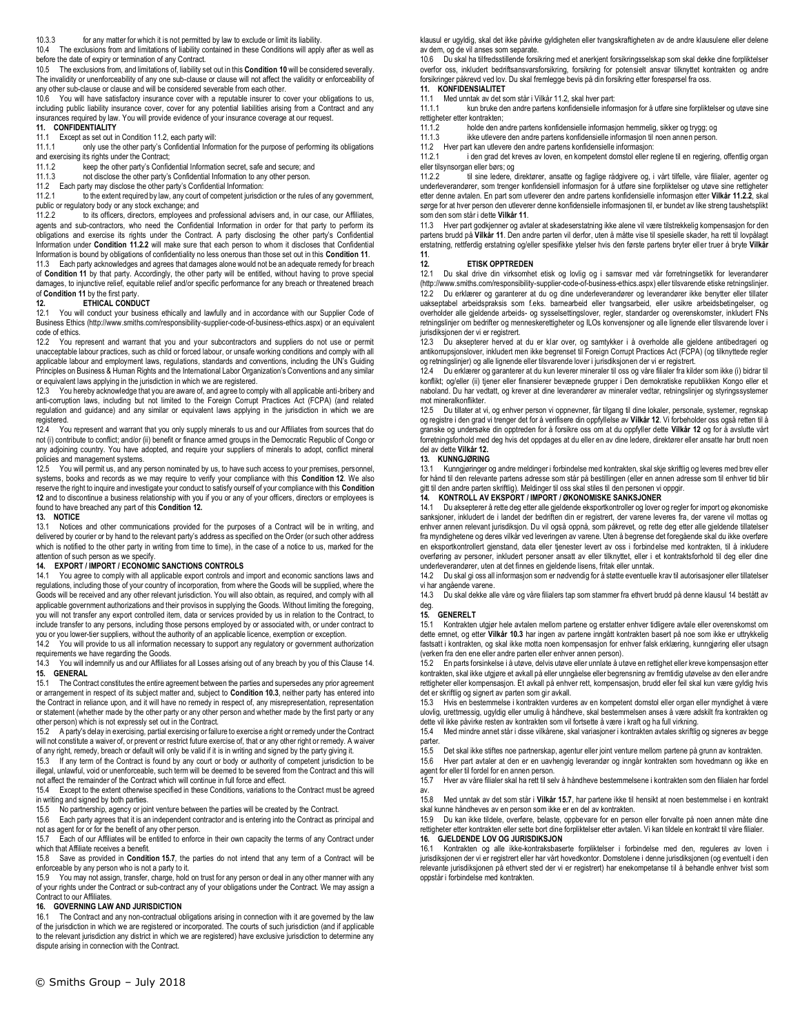10.3.3 for any matter for which it is not permitted by law to exclude or limit its liability.

10.4 The exclusions from and limitations of liability contained in these Conditions will apply after as well as before the date of expiry or termination of any Contract.

10.5 The exclusions from, and limitations of, liability set out in this **Condition 10** will be considered severally. The invalidity or unenforceability of any one sub-clause or clause will not affect the validity or enforceability of any other sub-clause or clause and will be considered severable from each other.

10.6 You will have satisfactory insurance cover with a reputable insurer to cover your obligations to us, including public liability insurance cover, cover for any potential liabilities arising from a Contract and any insurances required by law. You will provide evidence of your insurance coverage at our request.

**11. CONFIDENTIALITY**

11.1 Except as set out in Condition 11.2, each party will:

11.1.1 only use the other party's Confidential Information for the purpose of performing its obligations and exercising its rights under the Contract;

11.1.2 keep the other party's Confidential Information secret, safe and secure; and

11.1.3 not disclose the other party's Confidential Information to any other person.

11.2 Each party may disclose the other party's Confidential Information:

11.2.1 to the extent required by law, any court of competent jurisdiction or the rules of any government, public or regulatory body or any stock exchange; and

11.2.2 to its officers, directors, employees and professional advisers and, in our case, our Affiliates, agents and sub-contractors, who need the Confidential Information in order for that party to perform its obligations and exercise its rights under the Contract. A party disclosing the other party's Confidential Information under **Condition 11.2.2** will make sure that each person to whom it discloses that Confidential Information is bound by obligations of confidentiality no less onerous than those set out in this **Condition 11**.

11.3 Each party acknowledges and agrees that damages alone would not be an adequate remedy for breach of **Condition 11** by that party. Accordingly, the other party will be entitled, without having to prove special damages, to injunctive relief, equitable relief and/or specific performance for any breach or threatened breach of **Condition 11** by the first party.

**12. ETHICAL CONDUCT**

12.1 You will conduct your business ethically and lawfully and in accordance with our Supplier Code of Business Ethics (http://www.smiths.com/responsibility-supplier-code-of-business-ethics.aspx) or an equivalent code of ethics.

12.2 You represent and warrant that you and your subcontractors and suppliers do not use or permit unacceptable labour practices, such as child or forced labour, or unsafe working conditions and comply with all applicable labour and employment laws, regulations, standards and conventions, including the UN's Guiding Principles on Business & Human Rights and the International Labor Organization's Conventions and any similar or equivalent laws applying in the jurisdiction in which we are registered.

12.3 You hereby acknowledge that you are aware of, and agree to comply with all applicable anti-bribery and anti-corruption laws, including but not limited to the Foreign Corrupt Practices Act (FCPA) (and related regulation and guidance) and any similar or equivalent laws applying in the jurisdiction in which we are registered.

12.4 You represent and warrant that you only supply minerals to us and our Affiliates from sources that do not (i) contribute to conflict; and/or (ii) benefit or finance armed groups in the Democratic Republic of Congo or any adjoining country. You have adopted, and require your suppliers of minerals to adopt, conflict mineral policies and management systems.

12.5 You will permit us, and any person nominated by us, to have such access to your premises, personnel, systems, books and records as we may require to verify your compliance with this **Condition 12**. We also reserve the right to inquire and investigate your conduct to satisfy ourself of your compliance with this **Condition 12** and to discontinue a business relationship with you if you or any of your officers, directors or employees is found to have breached any part of this **Condition 12.**

**13. NOTICE**

13.1 Notices and other communications provided for the purposes of a Contract will be in writing, and delivered by courier or by hand to the relevant party's address as specified on the Order (or such other address which is notified to the other party in writing from time to time), in the case of a notice to us, marked for the attention of such person as we specify.

**14. EXPORT / IMPORT / ECONOMIC SANCTIONS CONTROLS**

14.1 You agree to comply with all applicable export controls and import and economic sanctions laws and regulations, including those of your country of incorporation, from where the Goods will be supplied, where the Goods will be received and any other relevant jurisdiction. You will also obtain, as required, and comply with all applicable government authorizations and their provisos in supplying the Goods. Without limiting the foregoing, you will not transfer any export controlled item, data or services provided by us in relation to the Contract, to include transfer to any persons, including those persons employed by or associated with, or under contract to you or you lower-tier suppliers, without the authority of an applicable licence, exemption or exception.

14.2 You will provide to us all information necessary to support any regulatory or government authorization requirements we have regarding the Goods.

14.3 You will indemnify us and our Affiliates for all Losses arising out of any breach by you of this Clause 14.

**15. GENERAL**

15.1 The Contract constitutes the entire agreement between the parties and supersedes any prior agreement or arrangement in respect of its subject matter and, subject to **Condition 10.3**, neither party has entered into the Contract in reliance upon, and it will have no remedy in respect of, any misrepresentation, representation or statement (whether made by the other party or any other person and whether made by the first party or any other person) which is not expressly set out in the Contract.

15.2 A party's delay in exercising, partial exercising or failure to exercise a right or remedy under the Contract will not constitute a waiver of, or prevent or restrict future exercise of, that or any other right or remedy. A waiver of any right, remedy, breach or default will only be valid if it is in writing and signed by the party giving it.

15.3 If any term of the Contract is found by any court or body or authority of competent jurisdiction to be illegal, unlawful, void or unenforceable, such term will be deemed to be severed from the Contract and this will not affect the remainder of the Contract which will continue in full force and effect.

15.4 Except to the extent otherwise specified in these Conditions, variations to the Contract must be agreed in writing and signed by both parties.

15.5 No partnership, agency or joint venture between the parties will be created by the Contract.

15.6 Each party agrees that it is an independent contractor and is entering into the Contract as principal and not as agent for or for the benefit of any other person.

15.7 Each of our Affiliates will be entitled to enforce in their own capacity the terms of any Contract under which that Affiliate receives a benefit.

15.8 Save as provided in **Condition 15.7**, the parties do not intend that any term of a Contract will be enforceable by any person who is not a party to it.

15.9 You may not assign, transfer, charge, hold on trust for any person or deal in any other manner with any of your rights under the Contract or sub-contract any of your obligations under the Contract. We may assign a Contract to our Affiliates.

**16. GOVERNING LAW AND JURISDICTION**

16.1 The Contract and any non-contractual obligations arising in connection with it are governed by the law of the jurisdiction in which we are registered or incorporated. The courts of such jurisdiction (and if applicable to the relevant jurisdiction any district in which we are registered) have exclusive jurisdiction to determine any dispute arising in connection with the Contract.

klausul er ugyldig, skal det ikke påvirke gyldigheten eller tvangskraftigheten av de andre klausulene eller delene av dem, og de vil anses som separate.

10.6 Du skal ha tilfredsstillende forsikring med et anerkjent forsikringsselskap som skal dekke dine forpliktelser overfor oss, inkludert bedriftsansvarsforsikring, forsikring for potensielt ansvar tilknyttet kontrakten og andre forsikringer påkrevd ved lov. Du skal fremlegge bevis på din forsikring etter forespørsel fra oss.

**11. KONFIDENSIALITET**

11.1 Med unntak av det som står i Vilkår 11.2, skal hver part:

11.1.1 kun bruke den andre partens konfidensielle informasjon for å utføre sine forpliktelser og utøve sine rettigheter etter kontrakten;

11.1.2 holde den andre partens konfidensielle informasjon hemmelig, sikker og trygg; og

11.1.3 ikke utlevere den andre partens konfidensielle informasjon til noen annen person.

11.2 Hver part kan utlevere den andre partens konfidensielle informasjon:

11.2.1 i den grad det kreves av loven, en kompetent domstol eller reglene til en regjering, offentlig organ eller tilsynsorgan eller børs; og

11.2.2 til sine ledere, direktører, ansatte og faglige rådgivere og, i vårt tilfelle, våre filialer, agenter og underleverandører, som trenger konfidensiell informasjon for å utføre sine forpliktelser og utøve sine rettigheter etter denne avtalen. En part som utleverer den andre partens konfidensielle informasjon etter **Vilkår 11.2.2**, skal sørge for at hver person den utleverer denne konfidensielle informasjonen til, er bundet av like streng taushetsplikt som den som står i dette **Vilkår 11**.

11.3 Hver part godkjenner og avtaler at skadeserstatning ikke alene vil være tilstrekkelig kompensasjon for den partens brudd på **Vilkår 11**. Den andre parten vil derfor, uten å måtte vise til spesielle skader, ha rett til lovpålagt erstatning, rettferdig erstatning og/eller spesifikke ytelser hvis den første partens bryter eller truer å bryte **Vilkår 11**.

**12. ETISK OPPTREDEN**

12.1 Du skal drive din virksomhet etisk og lovlig og i samsvar med vår forretningsetikk for leverandører (http://www.smiths.com/responsibility-supplier-code-of-business-ethics.aspx) eller tilsvarende etiske retningslinjer.

12.2 Du erklærer og garanterer at du og dine underleverandører og leverandører ikke benytter eller tillater uakseptabel arbeidspraksis som f.eks. barnearbeid eller tvangsarbeid, eller usikre arbeidsbetingelser, og overholder alle gjeldende arbeids- og sysselsettingslover, regler, standarder og overenskomster, inkludert FNs retningslinjer om bedrifter og menneskerettigheter og ILOs konvensjoner og alle lignende eller tilsvarende lover i jurisdiksjonen der vi er registrert.

12.3 Du aksepterer herved at du er klar over, og samtykker i å overholde alle gjeldene antibedrageri og antikorrupsjonslover, inkludert men ikke begrenset til Foreign Corrupt Practices Act (FCPA) (og tilknyttede regler og retningslinjer) og alle lignende eller tilsvarende lover i jurisdiksjonen der vi er registrert.

12.4 Du erklærer og garanterer at du kun leverer mineraler til oss og våre filialer fra kilder som ikke (i) bidrar til konflikt; og/eller (ii) tjener eller finansierer bevæpnede grupper i Den demokratiske republikken Kongo eller et naboland. Du har vedtatt, og krever at dine leverandører av mineraler vedtar, retningslinjer og styringssystemer mot mineralkonflikter.

12.5 Du tillater at vi, og enhver person vi oppnevner, får tilgang til dine lokaler, personale, systemer, regnskap og registre i den grad vi trenger det for å verifisere din oppfyllelse av **Vilkår 12**. Vi forbeholder oss også retten til å granske og undersøke din opptreden for å forsikre oss om at du oppfyller dette **Vilkår 12** og for å avslutte vårt forretningsforhold med deg hvis det oppdages at du eller en av dine ledere, direktører eller ansatte har brutt noen del av dette **Vilkår 12.**

**13. KUNNGJØRING**

13.1 Kunngjøringer og andre meldinger i forbindelse med kontrakten, skal skje skriftlig og leveres med brev eller for hånd til den relevante partens adresse som står på bestillingen (eller en annen adresse som til enhver tid blir gitt til den andre parten skriftlig). Meldinger til oss skal stiles til den personen vi oppgir.

**14. KONTROLL AV EKSPORT / IMPORT / ØKONOMISKE SANKSJONER**

14.1 Du aksepterer å rette deg etter alle gjeldende eksportkontroller og lover og regler for import og økonomiske sanksjoner, inkludert de i landet der bedriften din er registrert, der varene leveres fra, der varene vil mottas og enhver annen relevant jurisdiksjon. Du vil også oppnå, som påkrevet, og rette deg etter alle gjeldende tillatelser fra myndighetene og deres vilkår ved leveringen av varene. Uten å begrense det foregående skal du ikke overføre en eksportkontrollert gjenstand, data eller tjenester levert av oss i forbindelse med kontrakten, til å inkludere overføring av personer, inkludert personer ansatt av eller tilknyttet, eller i et kontraktsforhold til deg eller dine underleverandører, uten at det finnes en gjeldende lisens, fritak eller unntak.

14.2 Du skal gi oss all informasjon som er nødvendig for å støtte eventuelle krav til autorisasjoner eller tillatelser vi har angående varene.

14.3 Du skal dekke alle våre og våre filialers tap som stammer fra ethvert brudd på denne klausul 14 bestått av deg.

**15. GENERELT**

15.1 Kontrakten utgjør hele avtalen mellom partene og erstatter enhver tidligere avtale eller overenskomst om dette emnet, og etter **Vilkår 10.3** har ingen av partene inngått kontrakten basert på noe som ikke er uttrykkelig fastsatt i kontrakten, og skal ikke motta noen kompensasjon for enhver falsk erklæring, kunngjøring eller utsagn (verken fra den ene eller andre parten eller enhver annen person).

15.2 En parts forsinkelse i å utøve, delvis utøve eller unnlate å utøve en rettighet eller kreve kompensasjon etter kontrakten, skal ikke utgjøre et avkall på eller unngåelse eller begrensning av fremtidig utøvelse av den eller andre rettigheter eller kompensasjon. Et avkall på enhver rett, kompensasjon, brudd eller feil skal kun være gyldig hvis det er skriftlig og signert av parten som gir avkall.

15.3 Hvis en bestemmelse i kontrakten vurderes av en kompetent domstol eller organ eller myndighet å være ulovlig, urettmessig, ugyldig eller umulig å håndheve, skal bestemmelsen anses å være adskilt fra kontrakten og dette vil ikke påvirke resten av kontrakten som vil fortsette å være i kraft og ha full virkning.

15.4 Med mindre annet står i disse vilkårene, skal variasjoner i kontrakten avtales skriftlig og signeres av begge parter.

15.5 Det skal ikke stiftes noe partnerskap, agentur eller joint venture mellom partene på grunn av kontrakten.

15.6 Hver part avtaler at den er en uavhengig leverandør og inngår kontrakten som hovedmann og ikke en agent for eller til fordel for en annen person.

15.7 Hver av våre filialer skal ha rett til selv å håndheve bestemmelsene i kontrakten som den filialen har fordel av.

15.8 Med unntak av det som står i **Vilkår 15.7**, har partene ikke til hensikt at noen bestemmelse i en kontrakt skal kunne håndheves av en person som ikke er en del av kontrakten.

15.9 Du kan ikke tildele, overføre, belaste, oppbevare for en person eller forvalte på noen annen måte dine rettigheter etter kontrakten eller sette bort dine forpliktelser etter avtalen. Vi kan tildele en kontrakt til våre filialer.

**16. GJELDENDE LOV OG JURISDIKSJON**

16.1 Kontrakten og alle ikke-kontraksbaserte forpliktelser i forbindelse med den, reguleres av loven i jurisdiksjonen der vi er registrert eller har vårt hovedkontor. Domstolene i denne jurisdiksjonen (og eventuelt i den relevante jurisdiksjonen på ethvert sted der vi er registrert) har enekompetanse til å behandle enhver tvist som oppstår i forbindelse med kontrakten.

© Smiths Group – July 2018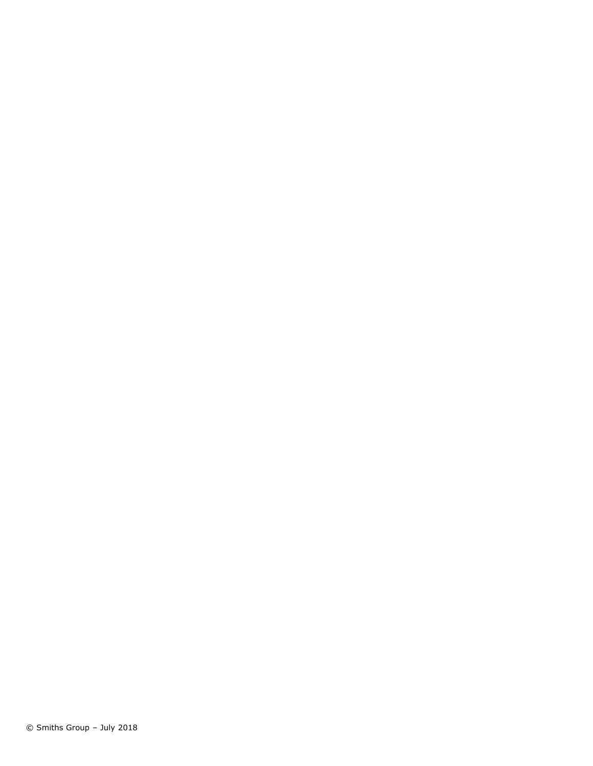© Smiths Group – July 2018